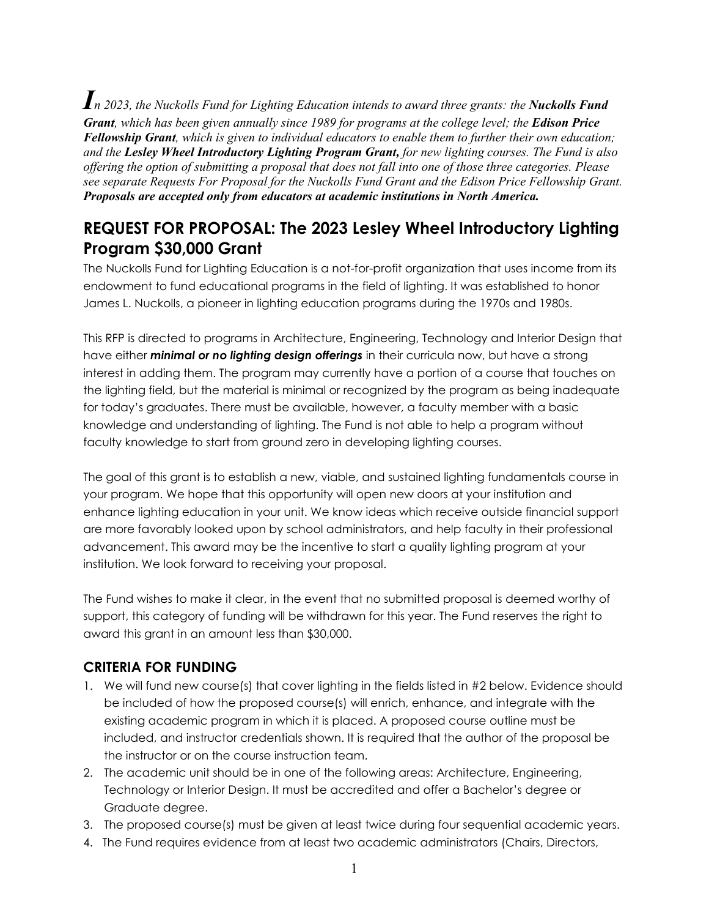*In 2023, the Nuckolls Fund for Lighting Education intends to award three grants: the **Nuckolls Fund Grant**, which has been given annually since 1989 for programs at the college level; the **Edison Price Fellowship Grant**, which is given to individual educators to enable them to further their own education; and the **Lesley Wheel Introductory Lighting Program Grant,** for new lighting courses. The Fund is also offering the option of submitting a proposal that does not fall into one of those three categories. Please see separate Requests For Proposal for the Nuckolls Fund Grant and the Edison Price Fellowship Grant.* ***Proposals are accepted only from educators at academic institutions in North America.***

## REQUEST FOR PROPOSAL: The 2023 Lesley Wheel Introductory Lighting Program $30,000 Grant

The Nuckolls Fund for Lighting Education is a not-for-profit organization that uses income from its endowment to fund educational programs in the field of lighting. It was established to honor James L. Nuckolls, a pioneer in lighting education programs during the 1970s and 1980s.

This RFP is directed to programs in Architecture, Engineering, Technology and Interior Design that have either ***minimal or no lighting design offerings*** in their curricula now, but have a strong interest in adding them. The program may currently have a portion of a course that touches on the lighting field, but the material is minimal or recognized by the program as being inadequate for today's graduates. There must be available, however, a faculty member with a basic knowledge and understanding of lighting. The Fund is not able to help a program without faculty knowledge to start from ground zero in developing lighting courses.

The goal of this grant is to establish a new, viable, and sustained lighting fundamentals course in your program. We hope that this opportunity will open new doors at your institution and enhance lighting education in your unit. We know ideas which receive outside financial support are more favorably looked upon by school administrators, and help faculty in their professional advancement. This award may be the incentive to start a quality lighting program at your institution. We look forward to receiving your proposal.

The Fund wishes to make it clear, in the event that no submitted proposal is deemed worthy of support, this category of funding will be withdrawn for this year. The Fund reserves the right to award this grant in an amount less than $30,000.

### CRITERIA FOR FUNDING

1. We will fund new course(s) that cover lighting in the fields listed in #2 below. Evidence should be included of how the proposed course(s) will enrich, enhance, and integrate with the existing academic program in which it is placed. A proposed course outline must be included, and instructor credentials shown. It is required that the author of the proposal be the instructor or on the course instruction team.
2. The academic unit should be in one of the following areas: Architecture, Engineering, Technology or Interior Design. It must be accredited and offer a Bachelor's degree or Graduate degree.
3. The proposed course(s) must be given at least twice during four sequential academic years.
4. The Fund requires evidence from at least two academic administrators (Chairs, Directors,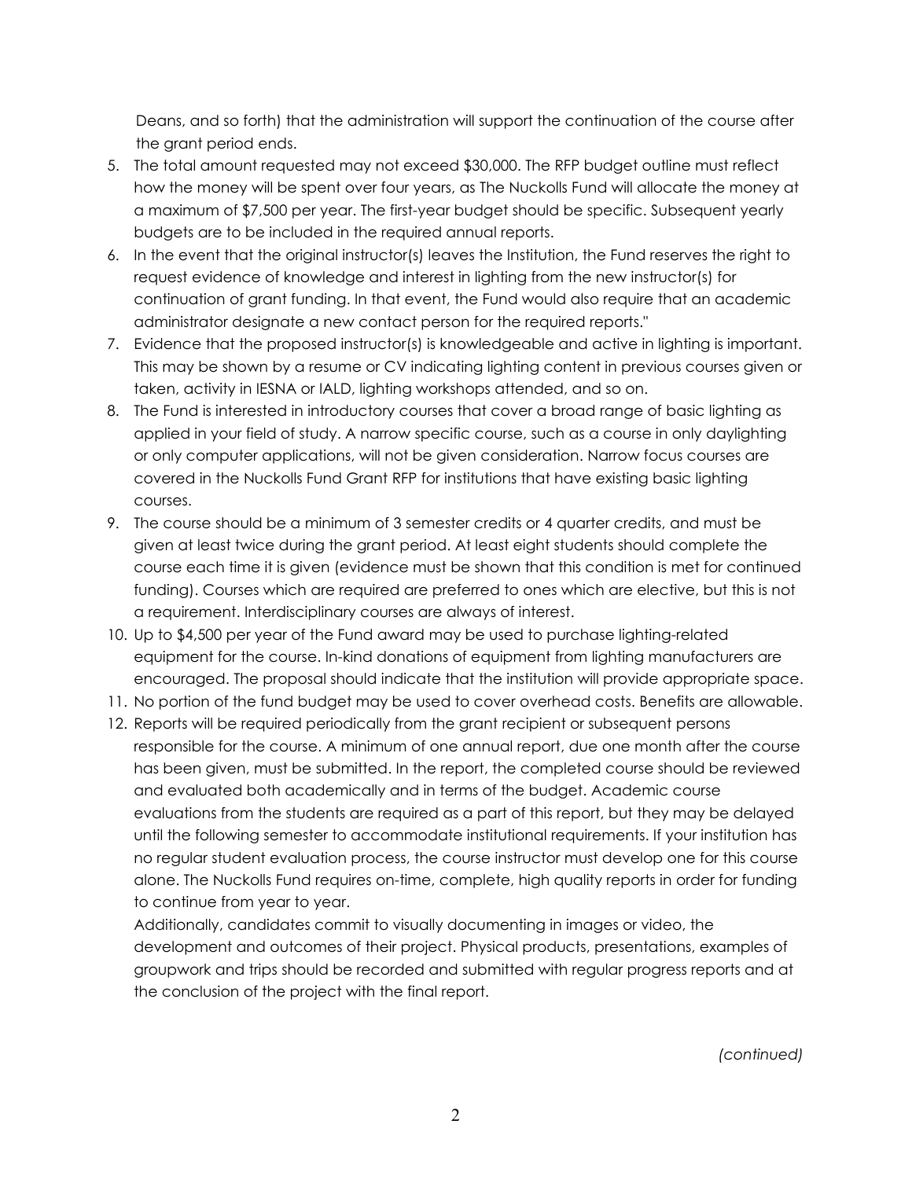Deans, and so forth) that the administration will support the continuation of the course after the grant period ends.

5. The total amount requested may not exceed $30,000. The RFP budget outline must reflect how the money will be spent over four years, as The Nuckolls Fund will allocate the money at a maximum of $7,500 per year. The first-year budget should be specific. Subsequent yearly budgets are to be included in the required annual reports.
6. In the event that the original instructor(s) leaves the Institution, the Fund reserves the right to request evidence of knowledge and interest in lighting from the new instructor(s) for continuation of grant funding. In that event, the Fund would also require that an academic administrator designate a new contact person for the required reports."
7. Evidence that the proposed instructor(s) is knowledgeable and active in lighting is important. This may be shown by a resume or CV indicating lighting content in previous courses given or taken, activity in IESNA or IALD, lighting workshops attended, and so on.
8. The Fund is interested in introductory courses that cover a broad range of basic lighting as applied in your field of study. A narrow specific course, such as a course in only daylighting or only computer applications, will not be given consideration. Narrow focus courses are covered in the Nuckolls Fund Grant RFP for institutions that have existing basic lighting courses.
9. The course should be a minimum of 3 semester credits or 4 quarter credits, and must be given at least twice during the grant period. At least eight students should complete the course each time it is given (evidence must be shown that this condition is met for continued funding). Courses which are required are preferred to ones which are elective, but this is not a requirement. Interdisciplinary courses are always of interest.
10. Up to $4,500 per year of the Fund award may be used to purchase lighting-related equipment for the course. In-kind donations of equipment from lighting manufacturers are encouraged. The proposal should indicate that the institution will provide appropriate space.
11. No portion of the fund budget may be used to cover overhead costs. Benefits are allowable.
12. Reports will be required periodically from the grant recipient or subsequent persons responsible for the course. A minimum of one annual report, due one month after the course has been given, must be submitted. In the report, the completed course should be reviewed and evaluated both academically and in terms of the budget. Academic course evaluations from the students are required as a part of this report, but they may be delayed until the following semester to accommodate institutional requirements. If your institution has no regular student evaluation process, the course instructor must develop one for this course alone. The Nuckolls Fund requires on-time, complete, high quality reports in order for funding to continue from year to year.

    Additionally, candidates commit to visually documenting in images or video, the development and outcomes of their project. Physical products, presentations, examples of groupwork and trips should be recorded and submitted with regular progress reports and at the conclusion of the project with the final report.

*(continued)*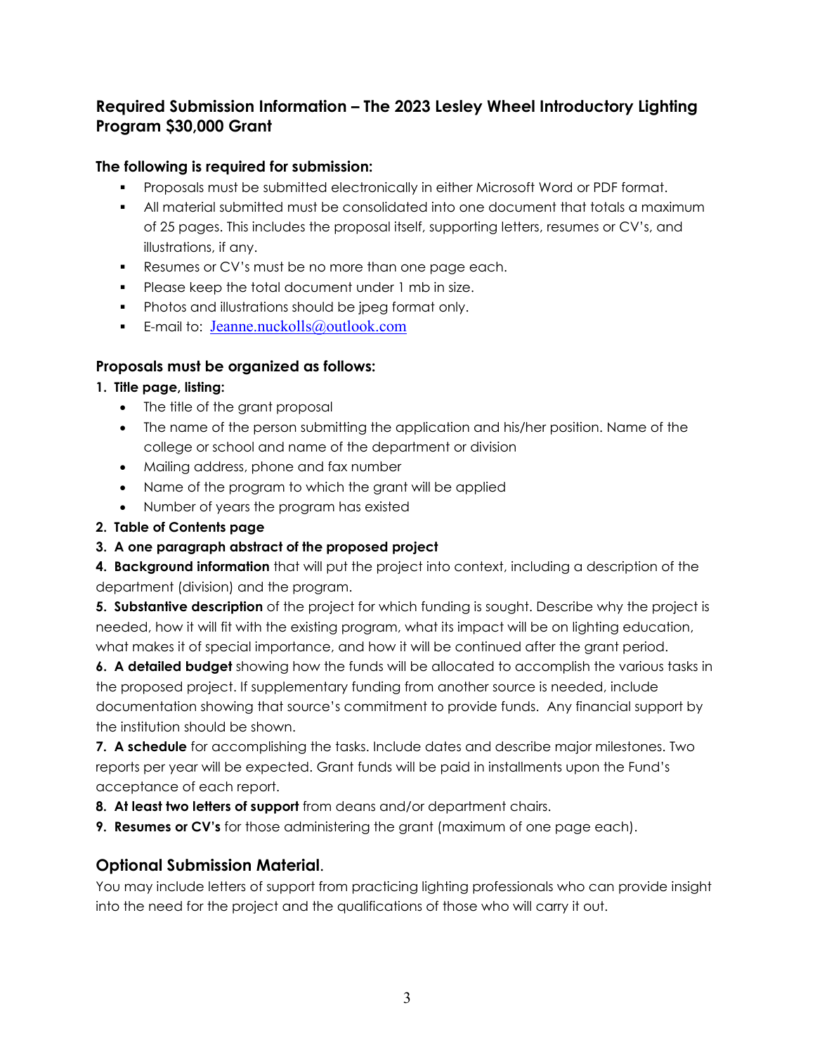## Required Submission Information – The 2023 Lesley Wheel Introductory Lighting Program $30,000 Grant

### The following is required for submission:

- Proposals must be submitted electronically in either Microsoft Word or PDF format.
- All material submitted must be consolidated into one document that totals a maximum of 25 pages. This includes the proposal itself, supporting letters, resumes or CV's, and illustrations, if any.
- Resumes or CV's must be no more than one page each.
- Please keep the total document under 1 mb in size.
- Photos and illustrations should be jpeg format only.
- E-mail to: Jeanne.nuckolls@outlook.com

### Proposals must be organized as follows:

**1. Title page, listing:**

- The title of the grant proposal
- The name of the person submitting the application and his/her position. Name of the college or school and name of the department or division
- Mailing address, phone and fax number
- Name of the program to which the grant will be applied
- Number of years the program has existed

**2. Table of Contents page**

**3. A one paragraph abstract of the proposed project**

**4. Background information** that will put the project into context, including a description of the department (division) and the program.

**5. Substantive description** of the project for which funding is sought. Describe why the project is needed, how it will fit with the existing program, what its impact will be on lighting education, what makes it of special importance, and how it will be continued after the grant period.

**6. A detailed budget** showing how the funds will be allocated to accomplish the various tasks in the proposed project. If supplementary funding from another source is needed, include documentation showing that source's commitment to provide funds. Any financial support by the institution should be shown.

**7. A schedule** for accomplishing the tasks. Include dates and describe major milestones. Two reports per year will be expected. Grant funds will be paid in installments upon the Fund's acceptance of each report.

**8. At least two letters of support** from deans and/or department chairs.

**9. Resumes or CV's** for those administering the grant (maximum of one page each).

## Optional Submission Material.

You may include letters of support from practicing lighting professionals who can provide insight into the need for the project and the qualifications of those who will carry it out.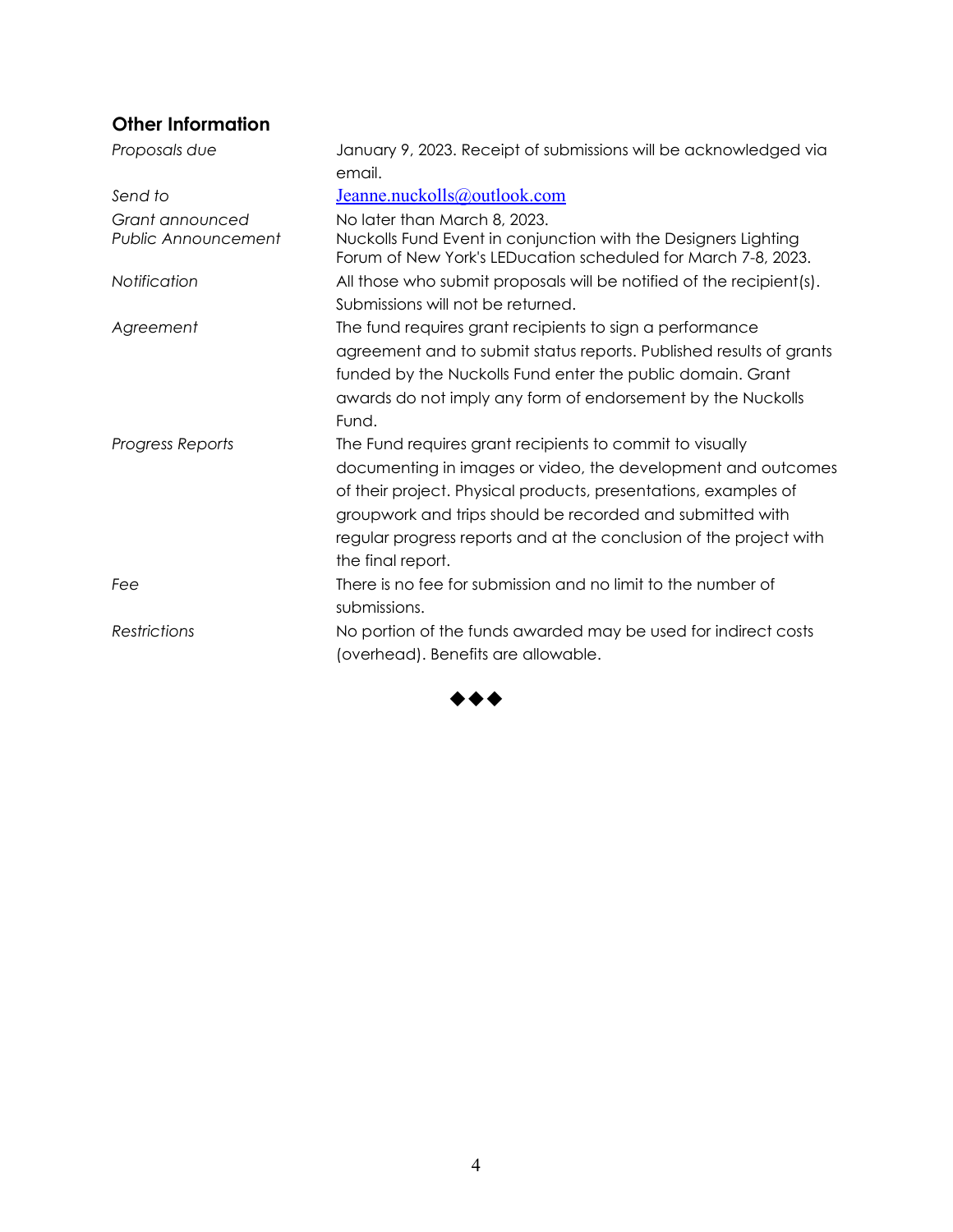## Other Information

| | |
|---|---|
| *Proposals due* | January 9, 2023. Receipt of submissions will be acknowledged via email. |
| *Send to* | Jeanne.nuckolls@outlook.com |
| *Grant announced* | No later than March 8, 2023. |
| *Public Announcement* | Nuckolls Fund Event in conjunction with the Designers Lighting Forum of New York's LEDucation scheduled for March 7-8, 2023. |
| *Notification* | All those who submit proposals will be notified of the recipient(s). Submissions will not be returned. |
| *Agreement* | The fund requires grant recipients to sign a performance agreement and to submit status reports. Published results of grants funded by the Nuckolls Fund enter the public domain. Grant awards do not imply any form of endorsement by the Nuckolls Fund. |
| *Progress Reports* | The Fund requires grant recipients to commit to visually documenting in images or video, the development and outcomes of their project. Physical products, presentations, examples of groupwork and trips should be recorded and submitted with regular progress reports and at the conclusion of the project with the final report. |
| *Fee* | There is no fee for submission and no limit to the number of submissions. |
| *Restrictions* | No portion of the funds awarded may be used for indirect costs (overhead). Benefits are allowable. |

◆◆◆